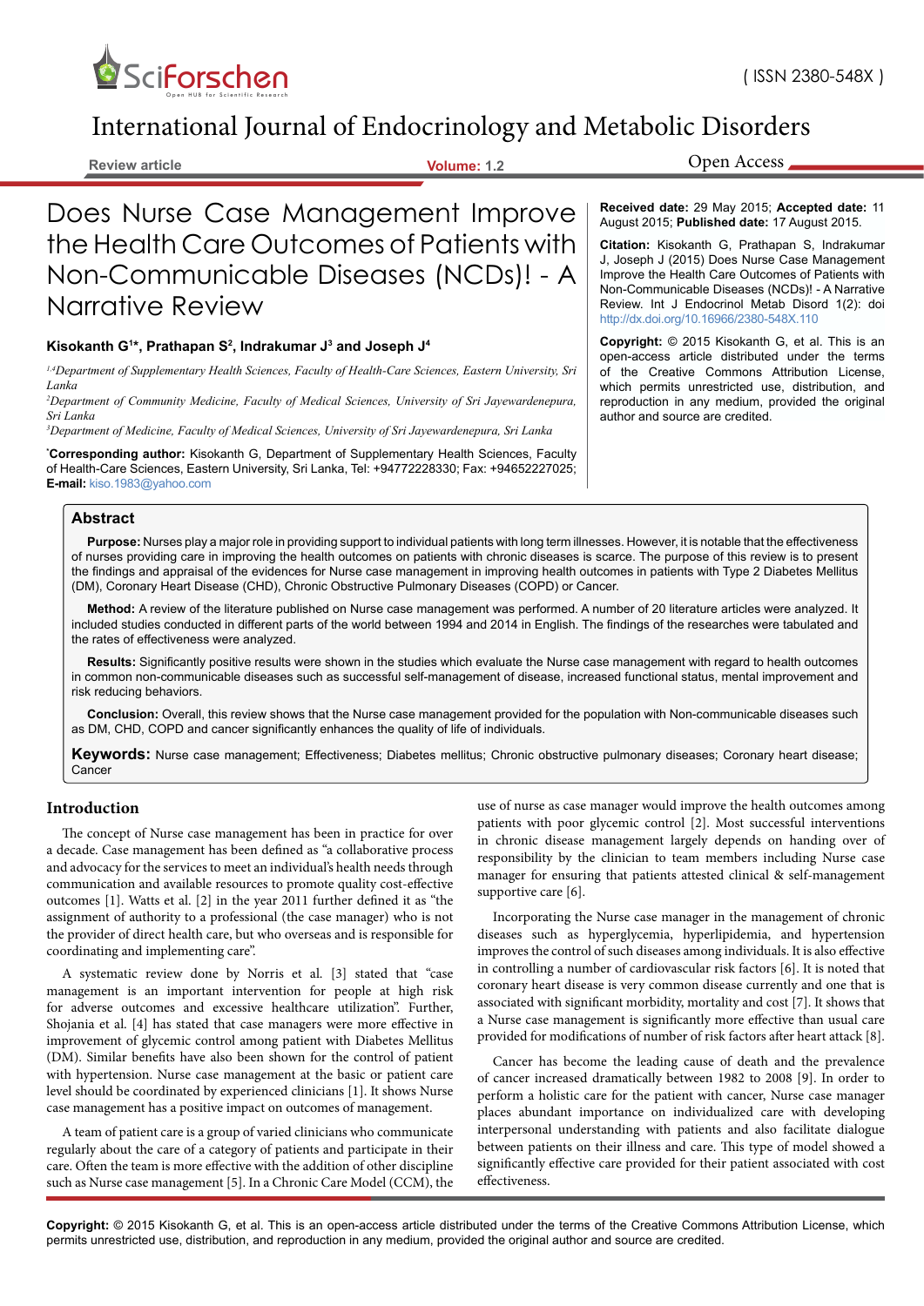International Journal of Endocrinology and Metabolic Disorders

Review article

Open Access

# Does Nurse Case Management Improve the Health Care Outcomes of Patients with Non-Communicable Diseases (NCDs)! - A Narrative Review

**Kisokanth G[1]*, Prathapan S[2], Indrakumar J[3] and Joseph J[4]**

*[1,4]Department of Supplementary Health Sciences, Faculty of Health-Care Sciences, Eastern University, Sri Lanka*

*[2]Department of Community Medicine, Faculty of Medical Sciences, University of Sri Jayewardenepura, Sri Lanka*

*[3]Department of Medicine, Faculty of Medical Sciences, University of Sri Jayewardenepura, Sri Lanka*

***Corresponding author:** Kisokanth G, Department of Supplementary Health Sciences, Faculty of Health-Care Sciences, Eastern University, Sri Lanka, Tel: +94772228330; Fax: +94652227025; **E-mail:** kiso.1983@yahoo.com

**Received date:** 29 May 2015; **Accepted date:** 11 August 2015; **Published date:** 17 August 2015.

**Citation:** Kisokanth G, Prathapan S, Indrakumar J, Joseph J (2015) Does Nurse Case Management Improve the Health Care Outcomes of Patients with Non-Communicable Diseases (NCDs)! - A Narrative Review. Int J Endocrinol Metab Disord 1(2): doi http://dx.doi.org/10.16966/2380-548X.110

**Copyright:** © 2015 Kisokanth G, et al. This is an open-access article distributed under the terms of the Creative Commons Attribution License, which permits unrestricted use, distribution, and reproduction in any medium, provided the original author and source are credited.

## Abstract

**Purpose:** Nurses play a major role in providing support to individual patients with long term illnesses. However, it is notable that the effectiveness of nurses providing care in improving the health outcomes on patients with chronic diseases is scarce. The purpose of this review is to present the findings and appraisal of the evidences for Nurse case management in improving health outcomes in patients with Type 2 Diabetes Mellitus (DM), Coronary Heart Disease (CHD), Chronic Obstructive Pulmonary Diseases (COPD) or Cancer.

**Method:** A review of the literature published on Nurse case management was performed. A number of 20 literature articles were analyzed. It included studies conducted in different parts of the world between 1994 and 2014 in English. The findings of the researches were tabulated and the rates of effectiveness were analyzed.

**Results:** Significantly positive results were shown in the studies which evaluate the Nurse case management with regard to health outcomes in common non-communicable diseases such as successful self-management of disease, increased functional status, mental improvement and risk reducing behaviors.

**Conclusion:** Overall, this review shows that the Nurse case management provided for the population with Non-communicable diseases such as DM, CHD, COPD and cancer significantly enhances the quality of life of individuals.

**Keywords:** Nurse case management; Effectiveness; Diabetes mellitus; Chronic obstructive pulmonary diseases; Coronary heart disease; Cancer

## Introduction

The concept of Nurse case management has been in practice for over a decade. Case management has been defined as "a collaborative process and advocacy for the services to meet an individual's health needs through communication and available resources to promote quality cost-effective outcomes [1]. Watts et al. [2] in the year 2011 further defined it as "the assignment of authority to a professional (the case manager) who is not the provider of direct health care, but who oversees and is responsible for coordinating and implementing care".

A systematic review done by Norris et al. [3] stated that "case management is an important intervention for people at high risk for adverse outcomes and excessive healthcare utilization". Further, Shojania et al. [4] has stated that case managers were more effective in improvement of glycemic control among patient with Diabetes Mellitus (DM). Similar benefits have also been shown for the control of patient with hypertension. Nurse case management at the basic or patient care level should be coordinated by experienced clinicians [1]. It shows Nurse case management has a positive impact on outcomes of management.

A team of patient care is a group of varied clinicians who communicate regularly about the care of a category of patients and participate in their care. Often the team is more effective with the addition of other discipline such as Nurse case management [5]. In a Chronic Care Model (CCM), the use of nurse as case manager would improve the health outcomes among patients with poor glycemic control [2]. Most successful interventions in chronic disease management largely depends on handing over of responsibility by the clinician to team members including Nurse case manager for ensuring that patients attested clinical & self-management supportive care [6].

Incorporating the Nurse case manager in the management of chronic diseases such as hyperglycemia, hyperlipidemia, and hypertension improves the control of such diseases among individuals. It is also effective in controlling a number of cardiovascular risk factors [6]. It is noted that coronary heart disease is very common disease currently and one that is associated with significant morbidity, mortality and cost [7]. It shows that a Nurse case management is significantly more effective than usual care provided for modifications of number of risk factors after heart attack [8].

Cancer has become the leading cause of death and the prevalence of cancer increased dramatically between 1982 to 2008 [9]. In order to perform a holistic care for the patient with cancer, Nurse case manager places abundant importance on individualized care with developing interpersonal understanding with patients and also facilitate dialogue between patients on their illness and care. This type of model showed a significantly effective care provided for their patient associated with cost effectiveness.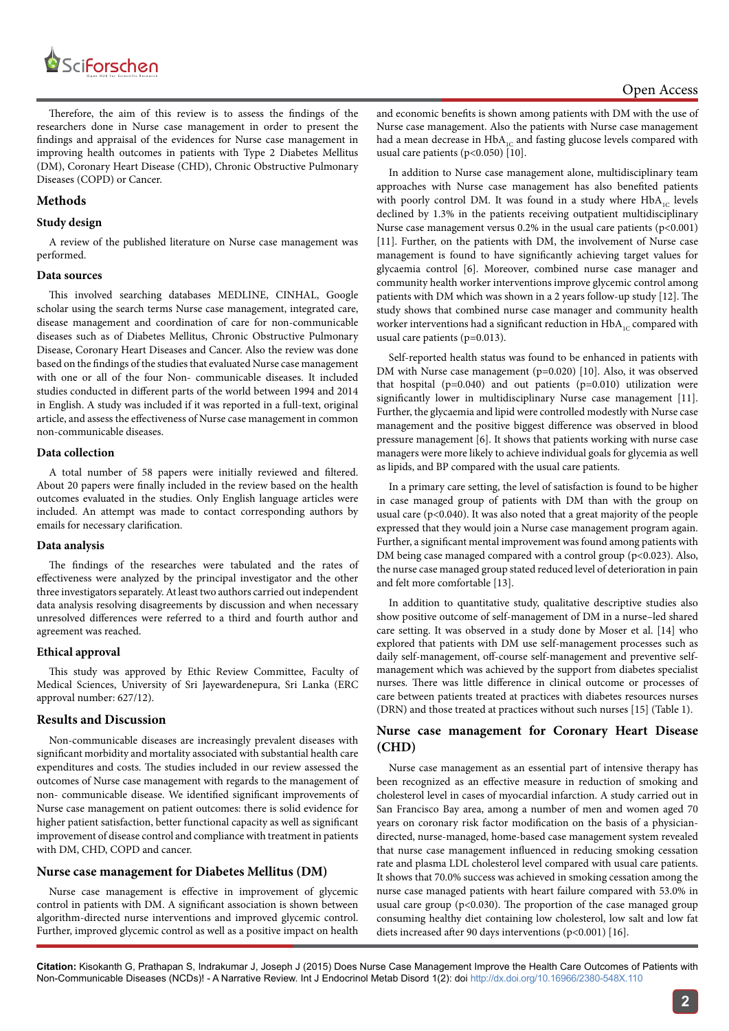Therefore, the aim of this review is to assess the findings of the researchers done in Nurse case management in order to present the findings and appraisal of the evidences for Nurse case management in improving health outcomes in patients with Type 2 Diabetes Mellitus (DM), Coronary Heart Disease (CHD), Chronic Obstructive Pulmonary Diseases (COPD) or Cancer.

## Methods

### Study design

A review of the published literature on Nurse case management was performed.

### Data sources

This involved searching databases MEDLINE, CINHAL, Google scholar using the search terms Nurse case management, integrated care, disease management and coordination of care for non-communicable diseases such as of Diabetes Mellitus, Chronic Obstructive Pulmonary Disease, Coronary Heart Diseases and Cancer. Also the review was done based on the findings of the studies that evaluated Nurse case management with one or all of the four Non- communicable diseases. It included studies conducted in different parts of the world between 1994 and 2014 in English. A study was included if it was reported in a full-text, original article, and assess the effectiveness of Nurse case management in common non-communicable diseases.

### Data collection

A total number of 58 papers were initially reviewed and filtered. About 20 papers were finally included in the review based on the health outcomes evaluated in the studies. Only English language articles were included. An attempt was made to contact corresponding authors by emails for necessary clarification.

### Data analysis

The findings of the researches were tabulated and the rates of effectiveness were analyzed by the principal investigator and the other three investigators separately. At least two authors carried out independent data analysis resolving disagreements by discussion and when necessary unresolved differences were referred to a third and fourth author and agreement was reached.

### Ethical approval

This study was approved by Ethic Review Committee, Faculty of Medical Sciences, University of Sri Jayewardenepura, Sri Lanka (ERC approval number: 627/12).

## Results and Discussion

Non-communicable diseases are increasingly prevalent diseases with significant morbidity and mortality associated with substantial health care expenditures and costs. The studies included in our review assessed the outcomes of Nurse case management with regards to the management of non- communicable disease. We identified significant improvements of Nurse case management on patient outcomes: there is solid evidence for higher patient satisfaction, better functional capacity as well as significant improvement of disease control and compliance with treatment in patients with DM, CHD, COPD and cancer.

### Nurse case management for Diabetes Mellitus (DM)

Nurse case management is effective in improvement of glycemic control in patients with DM. A significant association is shown between algorithm-directed nurse interventions and improved glycemic control. Further, improved glycemic control as well as a positive impact on health and economic benefits is shown among patients with DM with the use of Nurse case management. Also the patients with Nurse case management had a mean decrease in $HbA_{1C}$ and fasting glucose levels compared with usual care patients ($p<0.050$) [10].

In addition to Nurse case management alone, multidisciplinary team approaches with Nurse case management has also benefited patients with poorly control DM. It was found in a study where $HbA_{1C}$ levels declined by 1.3% in the patients receiving outpatient multidisciplinary Nurse case management versus 0.2% in the usual care patients ($p<0.001$) [11]. Further, on the patients with DM, the involvement of Nurse case management is found to have significantly achieving target values for glycaemia control [6]. Moreover, combined nurse case manager and community health worker interventions improve glycemic control among patients with DM which was shown in a 2 years follow-up study [12]. The study shows that combined nurse case manager and community health worker interventions had a significant reduction in $HbA_{1C}$ compared with usual care patients ($p=0.013$).

Self-reported health status was found to be enhanced in patients with DM with Nurse case management ($p=0.020$) [10]. Also, it was observed that hospital ($p=0.040$) and out patients ($p=0.010$) utilization were significantly lower in multidisciplinary Nurse case management [11]. Further, the glycaemia and lipid were controlled modestly with Nurse case management and the positive biggest difference was observed in blood pressure management [6]. It shows that patients working with nurse case managers were more likely to achieve individual goals for glycemia as well as lipids, and BP compared with the usual care patients.

In a primary care setting, the level of satisfaction is found to be higher in case managed group of patients with DM than with the group on usual care ($p<0.040$). It was also noted that a great majority of the people expressed that they would join a Nurse case management program again. Further, a significant mental improvement was found among patients with DM being case managed compared with a control group ($p<0.023$). Also, the nurse case managed group stated reduced level of deterioration in pain and felt more comfortable [13].

In addition to quantitative study, qualitative descriptive studies also show positive outcome of self-management of DM in a nurse–led shared care setting. It was observed in a study done by Moser et al. [14] who explored that patients with DM use self-management processes such as daily self-management, off-course self-management and preventive self-management which was achieved by the support from diabetes specialist nurses. There was little difference in clinical outcome or processes of care between patients treated at practices with diabetes resources nurses (DRN) and those treated at practices without such nurses [15] (Table 1).

### Nurse case management for Coronary Heart Disease (CHD)

Nurse case management as an essential part of intensive therapy has been recognized as an effective measure in reduction of smoking and cholesterol level in cases of myocardial infarction. A study carried out in San Francisco Bay area, among a number of men and women aged 70 years on coronary risk factor modification on the basis of a physician-directed, nurse-managed, home-based case management system revealed that nurse case management influenced in reducing smoking cessation rate and plasma LDL cholesterol level compared with usual care patients. It shows that 70.0% success was achieved in smoking cessation among the nurse case managed patients with heart failure compared with 53.0% in usual care group ($p<0.030$). The proportion of the case managed group consuming healthy diet containing low cholesterol, low salt and low fat diets increased after 90 days interventions ($p<0.001$) [16].

**Citation:** Kisokanth G, Prathapan S, Indrakumar J, Joseph J (2015) Does Nurse Case Management Improve the Health Care Outcomes of Patients with Non-Communicable Diseases (NCDs)! - A Narrative Review. Int J Endocrinol Metab Disord 1(2): doi http://dx.doi.org/10.16966/2380-548X.110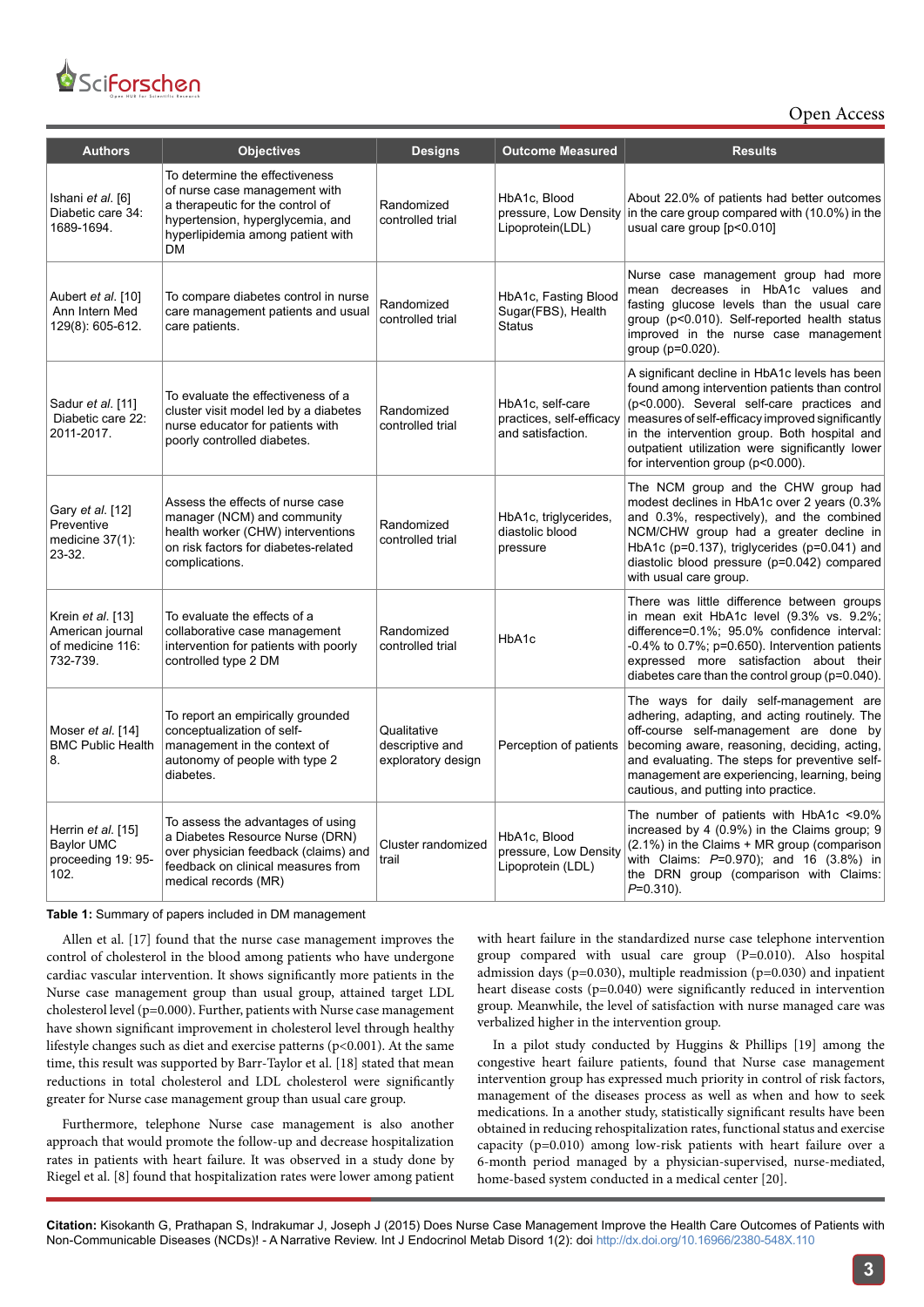| Authors | Objectives | Designs | Outcome Measured | Results |
|---|---|---|---|---|
| Ishani *et al.* [6] Diabetic care 34: 1689-1694. | To determine the effectiveness of nurse case management with a therapeutic for the control of hypertension, hyperglycemia, and hyperlipidemia among patient with DM | Randomized controlled trial | HbA1c, Blood pressure, Low Density Lipoprotein(LDL) | About 22.0% of patients had better outcomes in the care group compared with (10.0%) in the usual care group [p<0.010] |
| Aubert *et al.* [10] Ann Intern Med 129(8): 605-612. | To compare diabetes control in nurse care management patients and usual care patients. | Randomized controlled trial | HbA1c, Fasting Blood Sugar(FBS), Health Status | Nurse case management group had more mean decreases in HbA1c values and fasting glucose levels than the usual care group (p<0.010). Self-reported health status improved in the nurse case management group (p=0.020). |
| Sadur *et al.* [11] Diabetic care 22: 2011-2017. | To evaluate the effectiveness of a cluster visit model led by a diabetes nurse educator for patients with poorly controlled diabetes. | Randomized controlled trial | HbA1c, self-care practices, self-efficacy and satisfaction. | A significant decline in HbA1c levels has been found among intervention patients than control (p<0.000). Several self-care practices and measures of self-efficacy improved significantly in the intervention group. Both hospital and outpatient utilization were significantly lower for intervention group (p<0.000). |
| Gary *et al.* [12] Preventive medicine 37(1): 23-32. | Assess the effects of nurse case manager (NCM) and community health worker (CHW) interventions on risk factors for diabetes-related complications. | Randomized controlled trial | HbA1c, triglycerides, diastolic blood pressure | The NCM group and the CHW group had modest declines in HbA1c over 2 years (0.3% and 0.3%, respectively), and the combined NCM/CHW group had a greater decline in HbA1c (p=0.137), triglycerides (p=0.041) and diastolic blood pressure (p=0.042) compared with usual care group. |
| Krein *et al.* [13] American journal of medicine 116: 732-739. | To evaluate the effects of a collaborative case management intervention for patients with poorly controlled type 2 DM | Randomized controlled trial | HbA1c | There was little difference between groups in mean exit HbA1c level (9.3% vs. 9.2%; difference=0.1%; 95.0% confidence interval: -0.4% to 0.7%; p=0.650). Intervention patients expressed more satisfaction about their diabetes care than the control group (p=0.040). |
| Moser *et al.* [14] BMC Public Health 8. | To report an empirically grounded conceptualization of self-management in the context of autonomy of people with type 2 diabetes. | Qualitative descriptive and exploratory design | Perception of patients | The ways for daily self-management are adhering, adapting, and acting routinely. The off-course self-management are done by becoming aware, reasoning, deciding, acting, and evaluating. The steps for preventive self-management are experiencing, learning, being cautious, and putting into practice. |
| Herrin *et al.* [15] Baylor UMC proceeding 19: 95-102. | To assess the advantages of using a Diabetes Resource Nurse (DRN) over physician feedback (claims) and feedback on clinical measures from medical records (MR) | Cluster randomized trail | HbA1c, Blood pressure, Low Density Lipoprotein (LDL) | The number of patients with HbA1c <9.0% increased by 4 (0.9%) in the Claims group; 9 (2.1%) in the Claims + MR group (comparison with Claims: *P*=0.970); and 16 (3.8%) in the DRN group (comparison with Claims: *P*=0.310). |

**Table 1:** Summary of papers included in DM management

Allen et al. [17] found that the nurse case management improves the control of cholesterol in the blood among patients who have undergone cardiac vascular intervention. It shows significantly more patients in the Nurse case management group than usual group, attained target LDL cholesterol level (p=0.000). Further, patients with Nurse case management have shown significant improvement in cholesterol level through healthy lifestyle changes such as diet and exercise patterns (p<0.001). At the same time, this result was supported by Barr-Taylor et al. [18] stated that mean reductions in total cholesterol and LDL cholesterol were significantly greater for Nurse case management group than usual care group.

Furthermore, telephone Nurse case management is also another approach that would promote the follow-up and decrease hospitalization rates in patients with heart failure. It was observed in a study done by Riegel et al. [8] found that hospitalization rates were lower among patient with heart failure in the standardized nurse case telephone intervention group compared with usual care group (P=0.010). Also hospital admission days (p=0.030), multiple readmission (p=0.030) and inpatient heart disease costs (p=0.040) were significantly reduced in intervention group. Meanwhile, the level of satisfaction with nurse managed care was verbalized higher in the intervention group.

In a pilot study conducted by Huggins & Phillips [19] among the congestive heart failure patients, found that Nurse case management intervention group has expressed much priority in control of risk factors, management of the diseases process as well as when and how to seek medications. In a another study, statistically significant results have been obtained in reducing rehospitalization rates, functional status and exercise capacity (p=0.010) among low-risk patients with heart failure over a 6-month period managed by a physician-supervised, nurse-mediated, home-based system conducted in a medical center [20].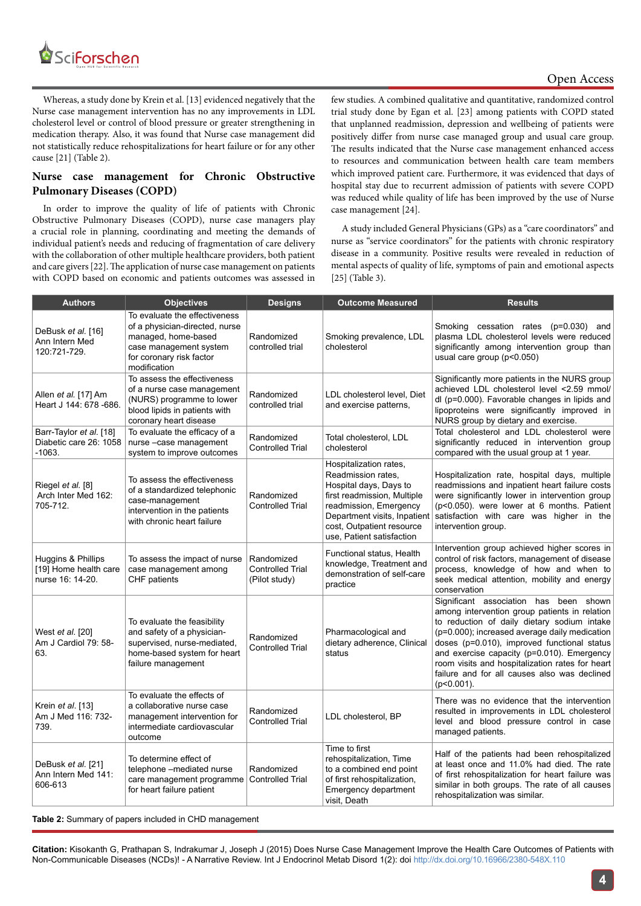Whereas, a study done by Krein et al. [13] evidenced negatively that the Nurse case management intervention has no any improvements in LDL cholesterol level or control of blood pressure or greater strengthening in medication therapy. Also, it was found that Nurse case management did not statistically reduce rehospitalizations for heart failure or for any other cause [21] (Table 2).

## Nurse case management for Chronic Obstructive Pulmonary Diseases (COPD)

In order to improve the quality of life of patients with Chronic Obstructive Pulmonary Diseases (COPD), nurse case managers play a crucial role in planning, coordinating and meeting the demands of individual patient's needs and reducing of fragmentation of care delivery with the collaboration of other multiple healthcare providers, both patient and care givers [22]. The application of nurse case management on patients with COPD based on economic and patients outcomes was assessed in few studies. A combined qualitative and quantitative, randomized control trial study done by Egan et al. [23] among patients with COPD stated that unplanned readmission, depression and wellbeing of patients were positively differ from nurse case managed group and usual care group. The results indicated that the Nurse case management enhanced access to resources and communication between health care team members which improved patient care. Furthermore, it was evidenced that days of hospital stay due to recurrent admission of patients with severe COPD was reduced while quality of life has been improved by the use of Nurse case management [24].

A study included General Physicians (GPs) as a "care coordinators" and nurse as "service coordinators" for the patients with chronic respiratory disease in a community. Positive results were revealed in reduction of mental aspects of quality of life, symptoms of pain and emotional aspects [25] (Table 3).

| Authors | Objectives | Designs | Outcome Measured | Results |
|---|---|---|---|---|
| DeBusk *et al.* [16] Ann Intern Med 120:721-729. | To evaluate the effectiveness of a physician-directed, nurse managed, home-based case management system for coronary risk factor modification | Randomized controlled trial | Smoking prevalence, LDL cholesterol | Smoking cessation rates (p=0.030) and plasma LDL cholesterol levels were reduced significantly among intervention group than usual care group (p<0.050) |
| Allen *et al.* [17] Am Heart J 144: 678 -686. | To assess the effectiveness of a nurse case management (NURS) programme to lower blood lipids in patients with coronary heart disease | Randomized controlled trial | LDL cholesterol level, Diet and exercise patterns, | Significantly more patients in the NURS group achieved LDL cholesterol level <2.59 mmol/dl (p=0.000). Favorable changes in lipids and lipoproteins were significantly improved in NURS group by dietary and exercise. |
| Barr-Taylor *et al.* [18] Diabetic care 26: 1058 -1063. | To evaluate the efficacy of a nurse –case management system to improve outcomes | Randomized Controlled Trial | Total cholesterol, LDL cholesterol | Total cholesterol and LDL cholesterol were significantly reduced in intervention group compared with the usual group at 1 year. |
| Riegel *et al.* [8] Arch Inter Med 162: 705-712. | To assess the effectiveness of a standardized telephonic case-management intervention in the patients with chronic heart failure | Randomized Controlled Trial | Hospitalization rates, Readmission rates, Hospital days, Days to first readmission, Multiple readmission, Emergency Department visits, Inpatient cost, Outpatient resource use, Patient satisfaction | Hospitalization rate, hospital days, multiple readmissions and inpatient heart failure costs were significantly lower in intervention group (p<0.050). were lower at 6 months. Patient satisfaction with care was higher in the intervention group. |
| Huggins & Phillips [19] Home health care nurse 16: 14-20. | To assess the impact of nurse case management among CHF patients | Randomized Controlled Trial (Pilot study) | Functional status, Health knowledge, Treatment and demonstration of self-care practice | Intervention group achieved higher scores in control of risk factors, management of disease process, knowledge of how and when to seek medical attention, mobility and energy conservation |
| West *et al.* [20] Am J Cardiol 79: 58-63. | To evaluate the feasibility and safety of a physician-supervised, nurse-mediated, home-based system for heart failure management | Randomized Controlled Trial | Pharmacological and dietary adherence, Clinical status | Significant association has been shown among intervention group patients in relation to reduction of daily dietary sodium intake (p=0.000); increased average daily medication doses (p=0.010), improved functional status and exercise capacity (p=0.010). Emergency room visits and hospitalization rates for heart failure and for all causes also was declined (p<0.001). |
| Krein *et al.* [13] Am J Med 116: 732-739. | To evaluate the effects of a collaborative nurse case management intervention for intermediate cardiovascular outcome | Randomized Controlled Trial | LDL cholesterol, BP | There was no evidence that the intervention resulted in improvements in LDL cholesterol level and blood pressure control in case managed patients. |
| DeBusk *et al.* [21] Ann Intern Med 141: 606-613 | To determine effect of telephone –mediated nurse care management programme for heart failure patient | Randomized Controlled Trial | Time to first rehospitalization, Time to a combined end point of first rehospitalization, Emergency department visit, Death | Half of the patients had been rehospitalized at least once and 11.0% had died. The rate of first rehospitalization for heart failure was similar in both groups. The rate of all causes rehospitalization was similar. |

**Table 2:** Summary of papers included in CHD management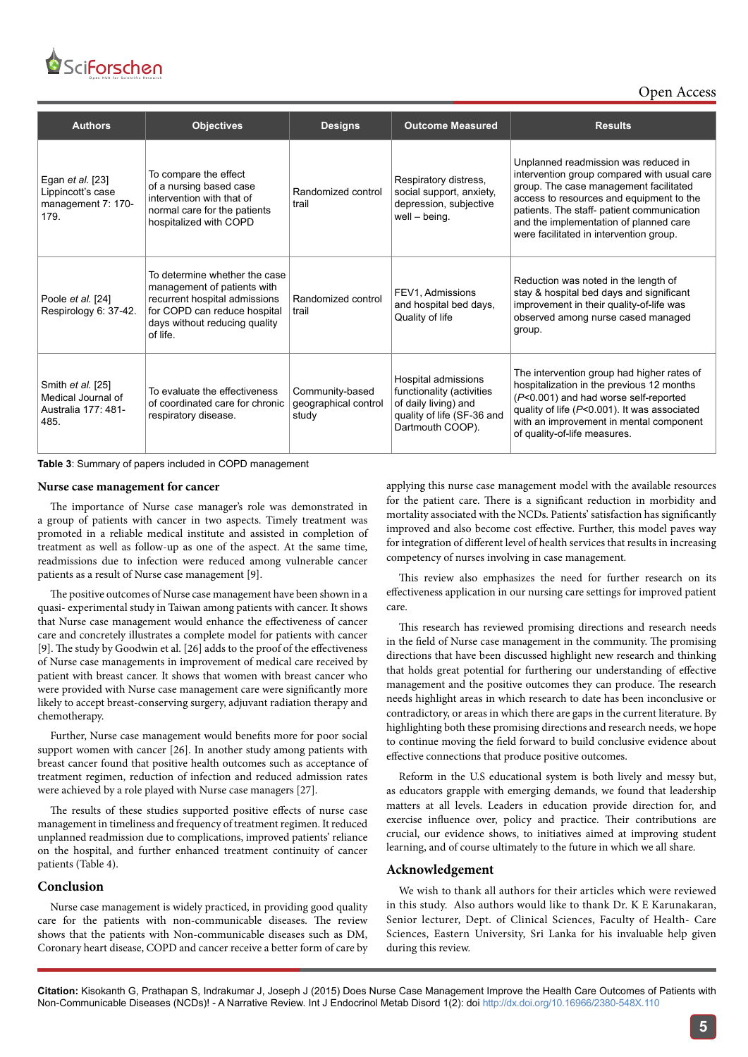| Authors | Objectives | Designs | Outcome Measured | Results |
|---|---|---|---|---|
| Egan *et al.* [23] Lippincott's case management 7: 170-179. | To compare the effect of a nursing based case intervention with that of normal care for the patients hospitalized with COPD | Randomized control trail | Respiratory distress, social support, anxiety, depression, subjective well – being. | Unplanned readmission was reduced in intervention group compared with usual care group. The case management facilitated access to resources and equipment to the patients. The staff- patient communication and the implementation of planned care were facilitated in intervention group. |
| Poole *et al.* [24] Respirology 6: 37-42. | To determine whether the case management of patients with recurrent hospital admissions for COPD can reduce hospital days without reducing quality of life. | Randomized control trail | FEV1, Admissions and hospital bed days, Quality of life | Reduction was noted in the length of stay & hospital bed days and significant improvement in their quality-of-life was observed among nurse cased managed group. |
| Smith *et al.* [25] Medical Journal of Australia 177: 481-485. | To evaluate the effectiveness of coordinated care for chronic respiratory disease. | Community-based geographical control study | Hospital admissions functionality (activities of daily living) and quality of life (SF-36 and Dartmouth COOP). | The intervention group had higher rates of hospitalization in the previous 12 months ($P$<0.001) and had worse self-reported quality of life ($P$<0.001). It was associated with an improvement in mental component of quality-of-life measures. |

**Table 3**: Summary of papers included in COPD management

### Nurse case management for cancer

The importance of Nurse case manager's role was demonstrated in a group of patients with cancer in two aspects. Timely treatment was promoted in a reliable medical institute and assisted in completion of treatment as well as follow-up as one of the aspect. At the same time, readmissions due to infection were reduced among vulnerable cancer patients as a result of Nurse case management [9].

The positive outcomes of Nurse case management have been shown in a quasi- experimental study in Taiwan among patients with cancer. It shows that Nurse case management would enhance the effectiveness of cancer care and concretely illustrates a complete model for patients with cancer [9]. The study by Goodwin et al. [26] adds to the proof of the effectiveness of Nurse case managements in improvement of medical care received by patient with breast cancer. It shows that women with breast cancer who were provided with Nurse case management care were significantly more likely to accept breast-conserving surgery, adjuvant radiation therapy and chemotherapy.

Further, Nurse case management would benefits more for poor social support women with cancer [26]. In another study among patients with breast cancer found that positive health outcomes such as acceptance of treatment regimen, reduction of infection and reduced admission rates were achieved by a role played with Nurse case managers [27].

The results of these studies supported positive effects of nurse case management in timeliness and frequency of treatment regimen. It reduced unplanned readmission due to complications, improved patients' reliance on the hospital, and further enhanced treatment continuity of cancer patients (Table 4).

## Conclusion

Nurse case management is widely practiced, in providing good quality care for the patients with non-communicable diseases. The review shows that the patients with Non-communicable diseases such as DM, Coronary heart disease, COPD and cancer receive a better form of care by applying this nurse case management model with the available resources for the patient care. There is a significant reduction in morbidity and mortality associated with the NCDs. Patients' satisfaction has significantly improved and also become cost effective. Further, this model paves way for integration of different level of health services that results in increasing competency of nurses involving in case management.

This review also emphasizes the need for further research on its effectiveness application in our nursing care settings for improved patient care.

This research has reviewed promising directions and research needs in the field of Nurse case management in the community. The promising directions that have been discussed highlight new research and thinking that holds great potential for furthering our understanding of effective management and the positive outcomes they can produce. The research needs highlight areas in which research to date has been inconclusive or contradictory, or areas in which there are gaps in the current literature. By highlighting both these promising directions and research needs, we hope to continue moving the field forward to build conclusive evidence about effective connections that produce positive outcomes.

Reform in the U.S educational system is both lively and messy but, as educators grapple with emerging demands, we found that leadership matters at all levels. Leaders in education provide direction for, and exercise influence over, policy and practice. Their contributions are crucial, our evidence shows, to initiatives aimed at improving student learning, and of course ultimately to the future in which we all share.

## Acknowledgement

We wish to thank all authors for their articles which were reviewed in this study. Also authors would like to thank Dr. K E Karunakaran, Senior lecturer, Dept. of Clinical Sciences, Faculty of Health- Care Sciences, Eastern University, Sri Lanka for his invaluable help given during this review.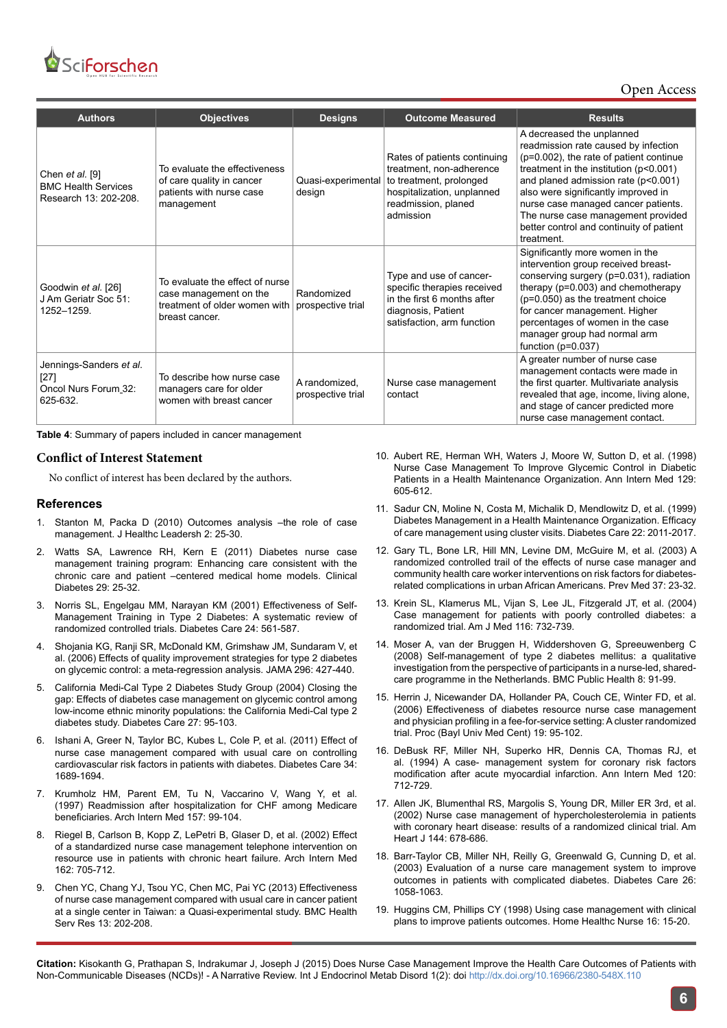| Authors | Objectives | Designs | Outcome Measured | Results |
|---|---|---|---|---|
| Chen *et al.* [9] BMC Health Services Research 13: 202-208. | To evaluate the effectiveness of care quality in cancer patients with nurse case management | Quasi-experimental design | Rates of patients continuing treatment, non-adherence to treatment, prolonged hospitalization, unplanned readmission, planed admission | A decreased the unplanned readmission rate caused by infection (p=0.002), the rate of patient continue treatment in the institution (p<0.001) and planed admission rate (p<0.001) also were significantly improved in nurse case managed cancer patients. The nurse case management provided better control and continuity of patient treatment. |
| Goodwin *et al.* [26] J Am Geriatr Soc 51: 1252–1259. | To evaluate the effect of nurse case management on the treatment of older women with breast cancer. | Randomized prospective trial | Type and use of cancer-specific therapies received in the first 6 months after diagnosis, Patient satisfaction, arm function | Significantly more women in the intervention group received breast-conserving surgery (p=0.031), radiation therapy (p=0.003) and chemotherapy (p=0.050) as the treatment choice for cancer management. Higher percentages of women in the case manager group had normal arm function (p=0.037) |
| Jennings-Sanders *et al.* [27] Oncol Nurs Forum 32: 625-632. | To describe how nurse case managers care for older women with breast cancer | A randomized, prospective trial | Nurse case management contact | A greater number of nurse case management contacts were made in the first quarter. Multivariate analysis revealed that age, income, living alone, and stage of cancer predicted more nurse case management contact. |

**Table 4**: Summary of papers included in cancer management

## Conflict of Interest Statement

No conflict of interest has been declared by the authors.

## References

1. Stanton M, Packa D (2010) Outcomes analysis –the role of case management. J Healthc Leadersh 2: 25-30.
2. Watts SA, Lawrence RH, Kern E (2011) Diabetes nurse case management training program: Enhancing care consistent with the chronic care and patient –centered medical home models. Clinical Diabetes 29: 25-32.
3. Norris SL, Engelgau MM, Narayan KM (2001) Effectiveness of Self-Management Training in Type 2 Diabetes: A systematic review of randomized controlled trials. Diabetes Care 24: 561-587.
4. Shojania KG, Ranji SR, McDonald KM, Grimshaw JM, Sundaram V, et al. (2006) Effects of quality improvement strategies for type 2 diabetes on glycemic control: a meta-regression analysis. JAMA 296: 427-440.
5. California Medi-Cal Type 2 Diabetes Study Group (2004) Closing the gap: Effects of diabetes case management on glycemic control among low-income ethnic minority populations: the California Medi-Cal type 2 diabetes study. Diabetes Care 27: 95-103.
6. Ishani A, Greer N, Taylor BC, Kubes L, Cole P, et al. (2011) Effect of nurse case management compared with usual care on controlling cardiovascular risk factors in patients with diabetes. Diabetes Care 34: 1689-1694.
7. Krumholz HM, Parent EM, Tu N, Vaccarino V, Wang Y, et al. (1997) Readmission after hospitalization for CHF among Medicare beneficiaries. Arch Intern Med 157: 99-104.
8. Riegel B, Carlson B, Kopp Z, LePetri B, Glaser D, et al. (2002) Effect of a standardized nurse case management telephone intervention on resource use in patients with chronic heart failure. Arch Intern Med 162: 705-712.
9. Chen YC, Chang YJ, Tsou YC, Chen MC, Pai YC (2013) Effectiveness of nurse case management compared with usual care in cancer patient at a single center in Taiwan: a Quasi-experimental study. BMC Health Serv Res 13: 202-208.
10. Aubert RE, Herman WH, Waters J, Moore W, Sutton D, et al. (1998) Nurse Case Management To Improve Glycemic Control in Diabetic Patients in a Health Maintenance Organization. Ann Intern Med 129: 605-612.
11. Sadur CN, Moline N, Costa M, Michalik D, Mendlowitz D, et al. (1999) Diabetes Management in a Health Maintenance Organization. Efficacy of care management using cluster visits. Diabetes Care 22: 2011-2017.
12. Gary TL, Bone LR, Hill MN, Levine DM, McGuire M, et al. (2003) A randomized controlled trail of the effects of nurse case manager and community health care worker interventions on risk factors for diabetes-related complications in urban African Americans. Prev Med 37: 23-32.
13. Krein SL, Klamerus ML, Vijan S, Lee JL, Fitzgerald JT, et al. (2004) Case management for patients with poorly controlled diabetes: a randomized trial. Am J Med 116: 732-739.
14. Moser A, van der Bruggen H, Widdershoven G, Spreeuwenberg C (2008) Self-management of type 2 diabetes mellitus: a qualitative investigation from the perspective of participants in a nurse-led, shared-care programme in the Netherlands. BMC Public Health 8: 91-99.
15. Herrin J, Nicewander DA, Hollander PA, Couch CE, Winter FD, et al. (2006) Effectiveness of diabetes resource nurse case management and physician profiling in a fee-for-service setting: A cluster randomized trial. Proc (Bayl Univ Med Cent) 19: 95-102.
16. DeBusk RF, Miller NH, Superko HR, Dennis CA, Thomas RJ, et al. (1994) A case- management system for coronary risk factors modification after acute myocardial infarction. Ann Intern Med 120: 712-729.
17. Allen JK, Blumenthal RS, Margolis S, Young DR, Miller ER 3rd, et al. (2002) Nurse case management of hypercholesterolemia in patients with coronary heart disease: results of a randomized clinical trial. Am Heart J 144: 678-686.
18. Barr-Taylor CB, Miller NH, Reilly G, Greenwald G, Cunning D, et al. (2003) Evaluation of a nurse care management system to improve outcomes in patients with complicated diabetes. Diabetes Care 26: 1058-1063.
19. Huggins CM, Phillips CY (1998) Using case management with clinical plans to improve patients outcomes. Home Healthc Nurse 16: 15-20.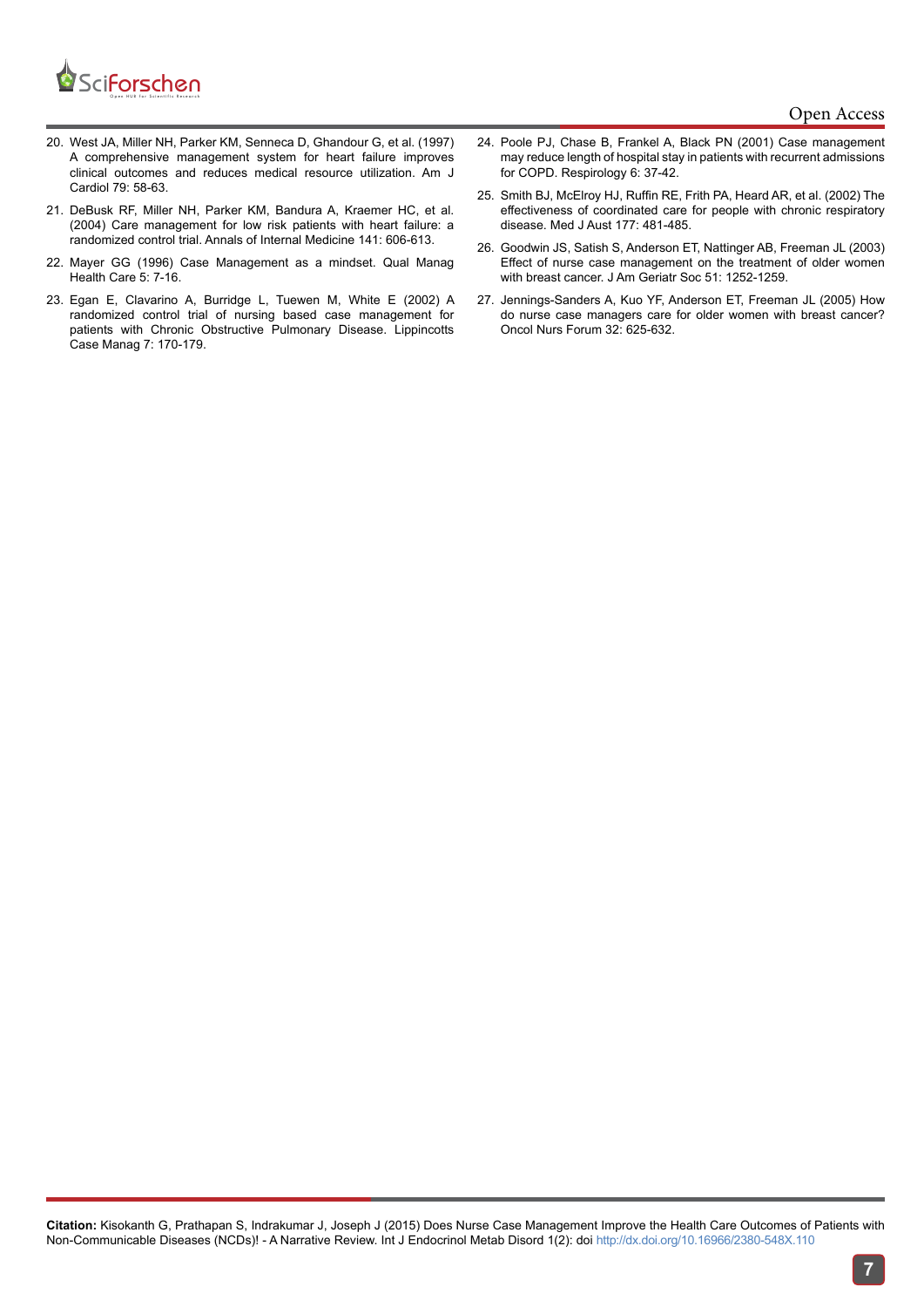20. West JA, Miller NH, Parker KM, Senneca D, Ghandour G, et al. (1997) A comprehensive management system for heart failure improves clinical outcomes and reduces medical resource utilization. Am J Cardiol 79: 58-63.
21. DeBusk RF, Miller NH, Parker KM, Bandura A, Kraemer HC, et al. (2004) Care management for low risk patients with heart failure: a randomized control trial. Annals of Internal Medicine 141: 606-613.
22. Mayer GG (1996) Case Management as a mindset. Qual Manag Health Care 5: 7-16.
23. Egan E, Clavarino A, Burridge L, Tuewen M, White E (2002) A randomized control trial of nursing based case management for patients with Chronic Obstructive Pulmonary Disease. Lippincotts Case Manag 7: 170-179.
24. Poole PJ, Chase B, Frankel A, Black PN (2001) Case management may reduce length of hospital stay in patients with recurrent admissions for COPD. Respirology 6: 37-42.
25. Smith BJ, McElroy HJ, Ruffin RE, Frith PA, Heard AR, et al. (2002) The effectiveness of coordinated care for people with chronic respiratory disease. Med J Aust 177: 481-485.
26. Goodwin JS, Satish S, Anderson ET, Nattinger AB, Freeman JL (2003) Effect of nurse case management on the treatment of older women with breast cancer. J Am Geriatr Soc 51: 1252-1259.
27. Jennings-Sanders A, Kuo YF, Anderson ET, Freeman JL (2005) How do nurse case managers care for older women with breast cancer? Oncol Nurs Forum 32: 625-632.